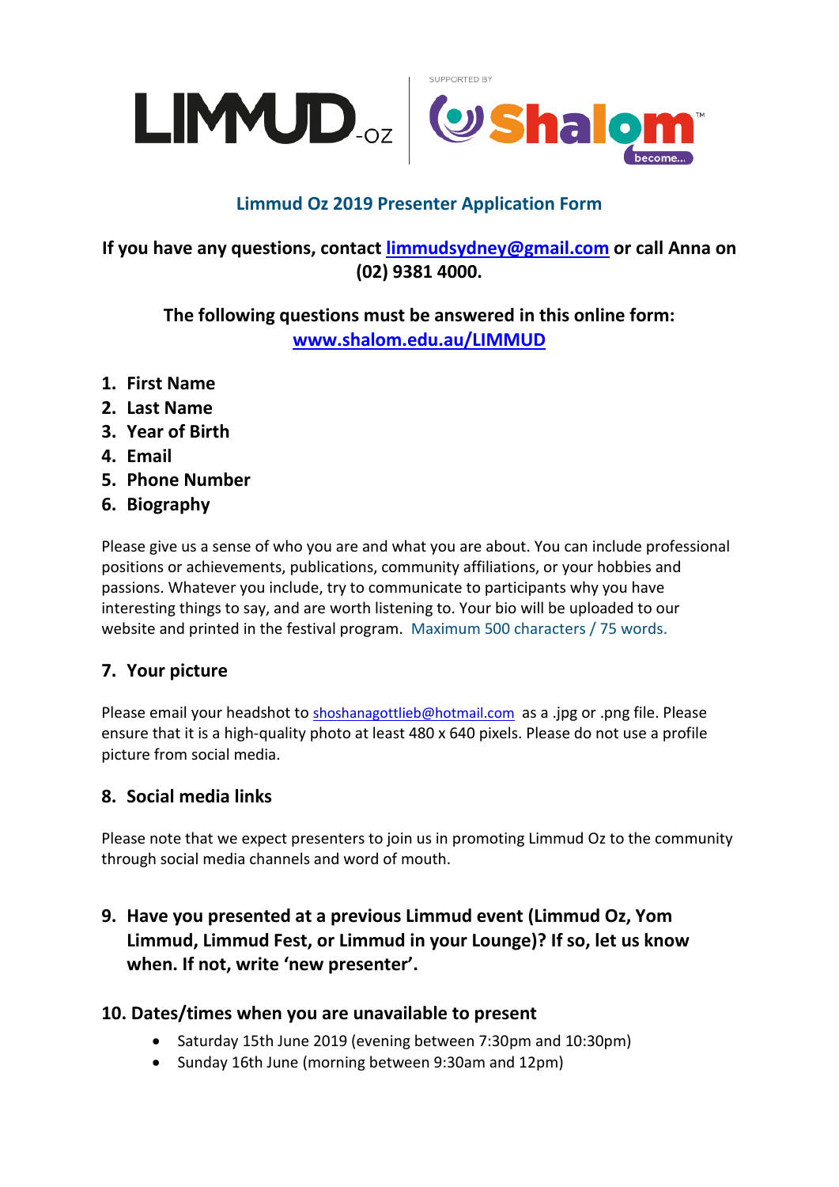LIMMUD-OZ | SUPPORTED BY Shalom™ become...

# Limmud Oz 2019 Presenter Application Form

**If you have any questions, contact limmudsydney@gmail.com or call Anna on (02) 9381 4000.**

**The following questions must be answered in this online form: www.shalom.edu.au/LIMMUD**

1. **First Name**
2. **Last Name**
3. **Year of Birth**
4. **Email**
5. **Phone Number**
6. **Biography**

Please give us a sense of who you are and what you are about. You can include professional positions or achievements, publications, community affiliations, or your hobbies and passions. Whatever you include, try to communicate to participants why you have interesting things to say, and are worth listening to. Your bio will be uploaded to our website and printed in the festival program. Maximum 500 characters / 75 words.

## 7. Your picture

Please email your headshot to shoshanagottlieb@hotmail.com as a .jpg or .png file. Please ensure that it is a high-quality photo at least 480 x 640 pixels. Please do not use a profile picture from social media.

## 8. Social media links

Please note that we expect presenters to join us in promoting Limmud Oz to the community through social media channels and word of mouth.

## 9. Have you presented at a previous Limmud event (Limmud Oz, Yom Limmud, Limmud Fest, or Limmud in your Lounge)? If so, let us know when. If not, write 'new presenter'.

## 10. Dates/times when you are unavailable to present

- Saturday 15th June 2019 (evening between 7:30pm and 10:30pm)
- Sunday 16th June (morning between 9:30am and 12pm)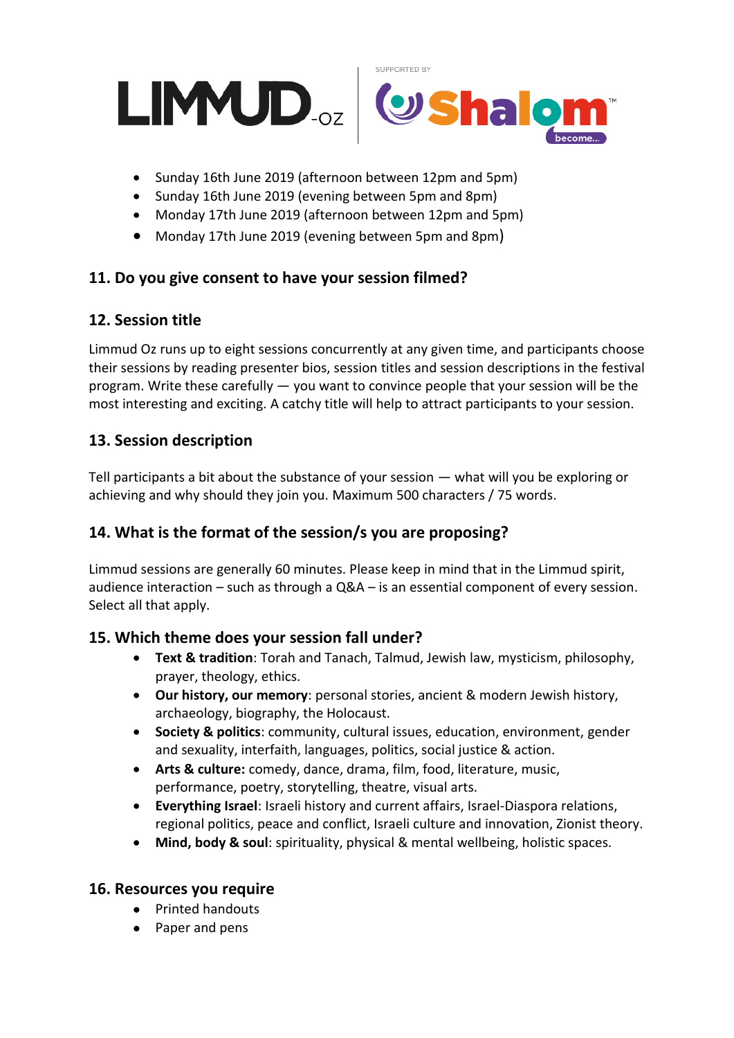- Sunday 16th June 2019 (afternoon between 12pm and 5pm)
- Sunday 16th June 2019 (evening between 5pm and 8pm)
- Monday 17th June 2019 (afternoon between 12pm and 5pm)
- Monday 17th June 2019 (evening between 5pm and 8pm)

## 11. Do you give consent to have your session filmed?

## 12. Session title

Limmud Oz runs up to eight sessions concurrently at any given time, and participants choose their sessions by reading presenter bios, session titles and session descriptions in the festival program. Write these carefully — you want to convince people that your session will be the most interesting and exciting. A catchy title will help to attract participants to your session.

## 13. Session description

Tell participants a bit about the substance of your session — what will you be exploring or achieving and why should they join you. Maximum 500 characters / 75 words.

## 14. What is the format of the session/s you are proposing?

Limmud sessions are generally 60 minutes. Please keep in mind that in the Limmud spirit, audience interaction – such as through a Q&A – is an essential component of every session. Select all that apply.

## 15. Which theme does your session fall under?

- **Text & tradition**: Torah and Tanach, Talmud, Jewish law, mysticism, philosophy, prayer, theology, ethics.
- **Our history, our memory**: personal stories, ancient & modern Jewish history, archaeology, biography, the Holocaust.
- **Society & politics**: community, cultural issues, education, environment, gender and sexuality, interfaith, languages, politics, social justice & action.
- **Arts & culture:** comedy, dance, drama, film, food, literature, music, performance, poetry, storytelling, theatre, visual arts.
- **Everything Israel**: Israeli history and current affairs, Israel-Diaspora relations, regional politics, peace and conflict, Israeli culture and innovation, Zionist theory.
- **Mind, body & soul**: spirituality, physical & mental wellbeing, holistic spaces.

## 16. Resources you require

- Printed handouts
- Paper and pens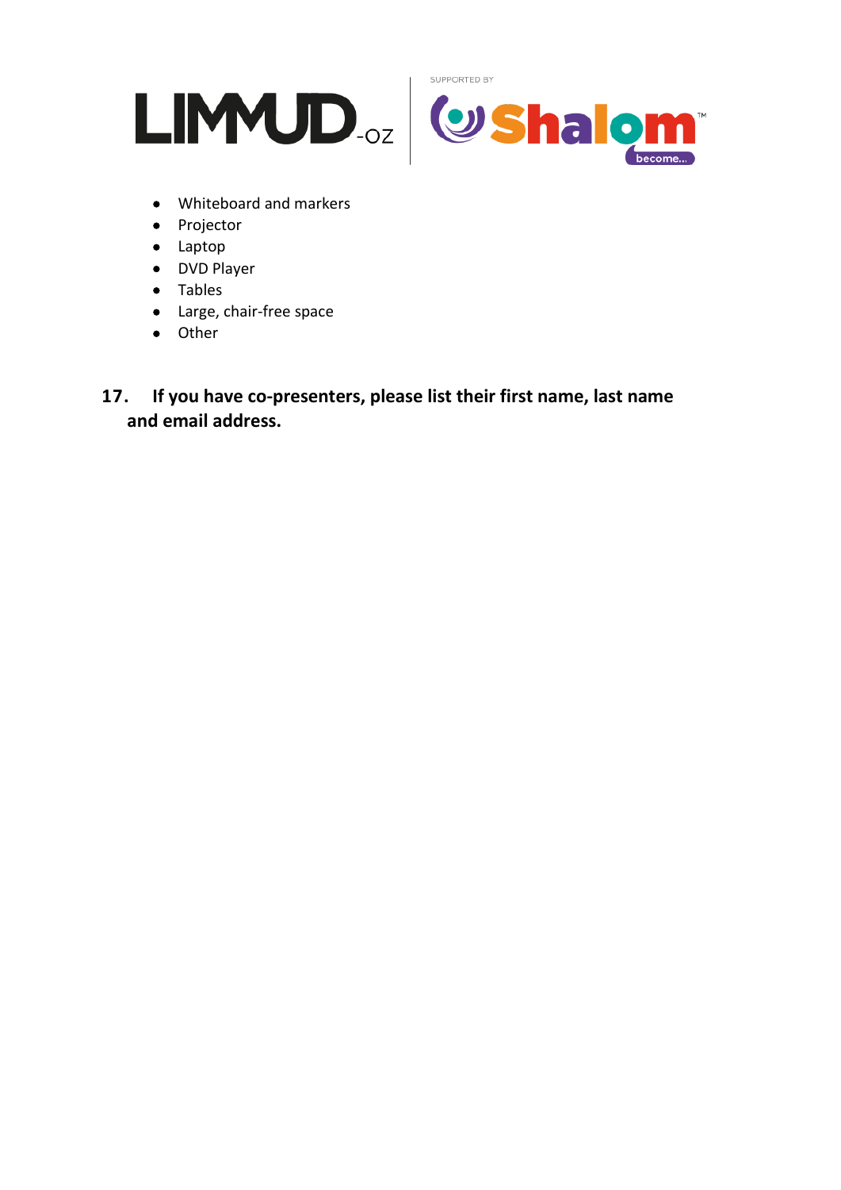- Whiteboard and markers
- Projector
- Laptop
- DVD Player
- Tables
- Large, chair-free space
- Other

**17. If you have co-presenters, please list their first name, last name and email address.**